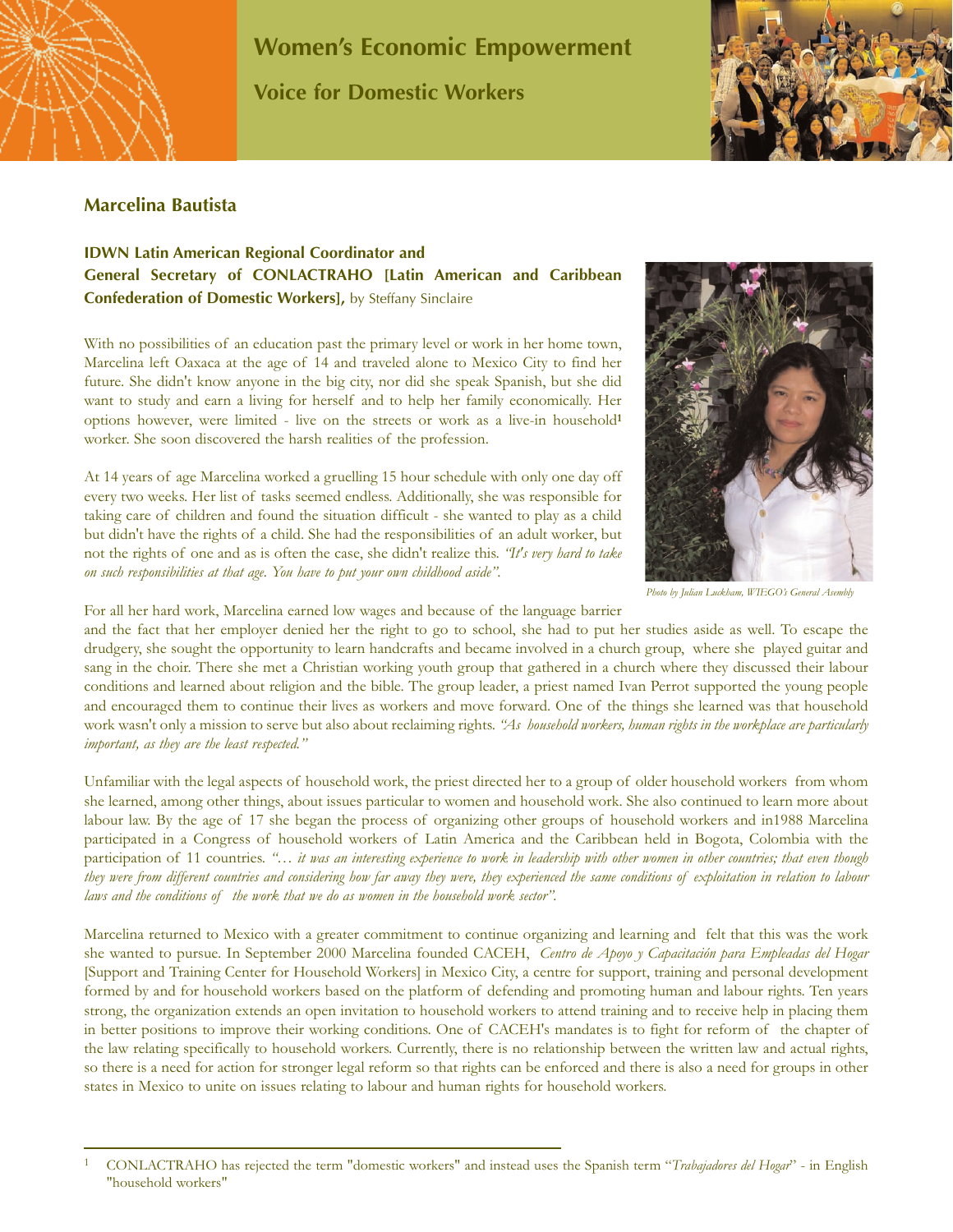# Women's Economic Empowerment

## Voice for Domestic Workers

### Marcelina Bautista

**IDWN Latin American Regional Coordinator and General Secretary of CONLACTRAHO [Latin American and Caribbean Confederation of Domestic Workers],** by Steffany Sinclaire

With no possibilities of an education past the primary level or work in her home town, Marcelina left Oaxaca at the age of 14 and traveled alone to Mexico City to find her future. She didn't know anyone in the big city, nor did she speak Spanish, but she did want to study and earn a living for herself and to help her family economically. Her options however, were limited - live on the streets or work as a live-in household[1] worker. She soon discovered the harsh realities of the profession.

At 14 years of age Marcelina worked a gruelling 15 hour schedule with only one day off every two weeks. Her list of tasks seemed endless. Additionally, she was responsible for taking care of children and found the situation difficult - she wanted to play as a child but didn't have the rights of a child. She had the responsibilities of an adult worker, but not the rights of one and as is often the case, she didn't realize this. *"It's very hard to take on such responsibilities at that age. You have to put your own childhood aside".*

Photo by Julian Luckham, WIEGO's General Asembly

For all her hard work, Marcelina earned low wages and because of the language barrier and the fact that her employer denied her the right to go to school, she had to put her studies aside as well. To escape the drudgery, she sought the opportunity to learn handcrafts and became involved in a church group, where she played guitar and sang in the choir. There she met a Christian working youth group that gathered in a church where they discussed their labour conditions and learned about religion and the bible. The group leader, a priest named Ivan Perrot supported the young people and encouraged them to continue their lives as workers and move forward. One of the things she learned was that household work wasn't only a mission to serve but also about reclaiming rights. *"As household workers, human rights in the workplace are particularly important, as they are the least respected."*

Unfamiliar with the legal aspects of household work, the priest directed her to a group of older household workers from whom she learned, among other things, about issues particular to women and household work. She also continued to learn more about labour law. By the age of 17 she began the process of organizing other groups of household workers and in1988 Marcelina participated in a Congress of household workers of Latin America and the Caribbean held in Bogota, Colombia with the participation of 11 countries. *"… it was an interesting experience to work in leadership with other women in other countries; that even though they were from different countries and considering how far away they were, they experienced the same conditions of exploitation in relation to labour laws and the conditions of the work that we do as women in the household work sector".*

Marcelina returned to Mexico with a greater commitment to continue organizing and learning and felt that this was the work she wanted to pursue. In September 2000 Marcelina founded CACEH, *Centro de Apoyo y Capacitación para Empleadas del Hogar* [Support and Training Center for Household Workers] in Mexico City, a centre for support, training and personal development formed by and for household workers based on the platform of defending and promoting human and labour rights. Ten years strong, the organization extends an open invitation to household workers to attend training and to receive help in placing them in better positions to improve their working conditions. One of CACEH's mandates is to fight for reform of the chapter of the law relating specifically to household workers. Currently, there is no relationship between the written law and actual rights, so there is a need for action for stronger legal reform so that rights can be enforced and there is also a need for groups in other states in Mexico to unite on issues relating to labour and human rights for household workers.

---

[1] CONLACTRAHO has rejected the term "domestic workers" and instead uses the Spanish term "*Trabajadores del Hogar*" - in English "household workers"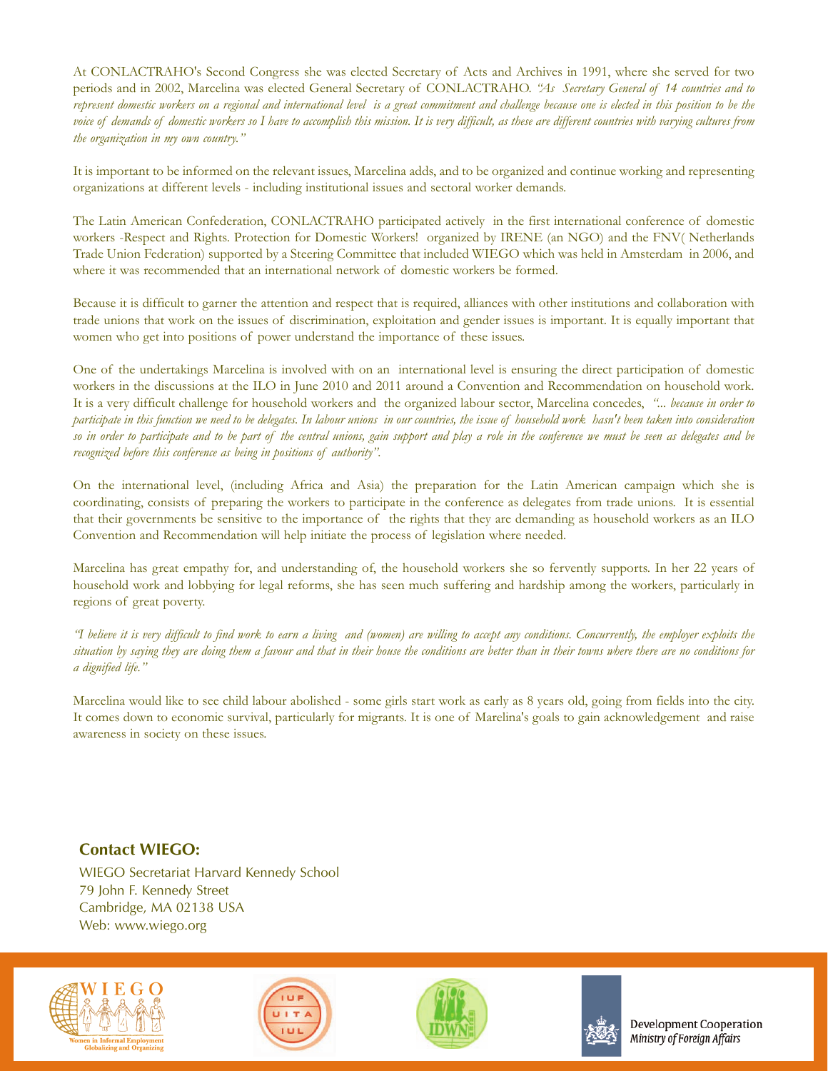At CONLACTRAHO's Second Congress she was elected Secretary of Acts and Archives in 1991, where she served for two periods and in 2002, Marcelina was elected General Secretary of CONLACTRAHO. *"As Secretary General of 14 countries and to represent domestic workers on a regional and international level is a great commitment and challenge because one is elected in this position to be the voice of demands of domestic workers so I have to accomplish this mission. It is very difficult, as these are different countries with varying cultures from the organization in my own country."*

It is important to be informed on the relevant issues, Marcelina adds, and to be organized and continue working and representing organizations at different levels - including institutional issues and sectoral worker demands.

The Latin American Confederation, CONLACTRAHO participated actively in the first international conference of domestic workers -Respect and Rights. Protection for Domestic Workers! organized by IRENE (an NGO) and the FNV( Netherlands Trade Union Federation) supported by a Steering Committee that included WIEGO which was held in Amsterdam in 2006, and where it was recommended that an international network of domestic workers be formed.

Because it is difficult to garner the attention and respect that is required, alliances with other institutions and collaboration with trade unions that work on the issues of discrimination, exploitation and gender issues is important. It is equally important that women who get into positions of power understand the importance of these issues.

One of the undertakings Marcelina is involved with on an international level is ensuring the direct participation of domestic workers in the discussions at the ILO in June 2010 and 2011 around a Convention and Recommendation on household work. It is a very difficult challenge for household workers and the organized labour sector, Marcelina concedes, *"... because in order to participate in this function we need to be delegates. In labour unions in our countries, the issue of household work hasn't been taken into consideration so in order to participate and to be part of the central unions, gain support and play a role in the conference we must be seen as delegates and be recognized before this conference as being in positions of authority".*

On the international level, (including Africa and Asia) the preparation for the Latin American campaign which she is coordinating, consists of preparing the workers to participate in the conference as delegates from trade unions. It is essential that their governments be sensitive to the importance of the rights that they are demanding as household workers as an ILO Convention and Recommendation will help initiate the process of legislation where needed.

Marcelina has great empathy for, and understanding of, the household workers she so fervently supports. In her 22 years of household work and lobbying for legal reforms, she has seen much suffering and hardship among the workers, particularly in regions of great poverty.

*"I believe it is very difficult to find work to earn a living and (women) are willing to accept any conditions. Concurrently, the employer exploits the situation by saying they are doing them a favour and that in their house the conditions are better than in their towns where there are no conditions for a dignified life."*

Marcelina would like to see child labour abolished - some girls start work as early as 8 years old, going from fields into the city. It comes down to economic survival, particularly for migrants. It is one of Marelina's goals to gain acknowledgement and raise awareness in society on these issues.

## Contact WIEGO:

WIEGO Secretariat Harvard Kennedy School
79 John F. Kennedy Street
Cambridge, MA 02138 USA
Web: www.wiego.org

WIEGO — Women in Informal Employment Globalizing and Organizing

IUF UITA IUL

IDWN

Development Cooperation
*Ministry of Foreign Affairs*